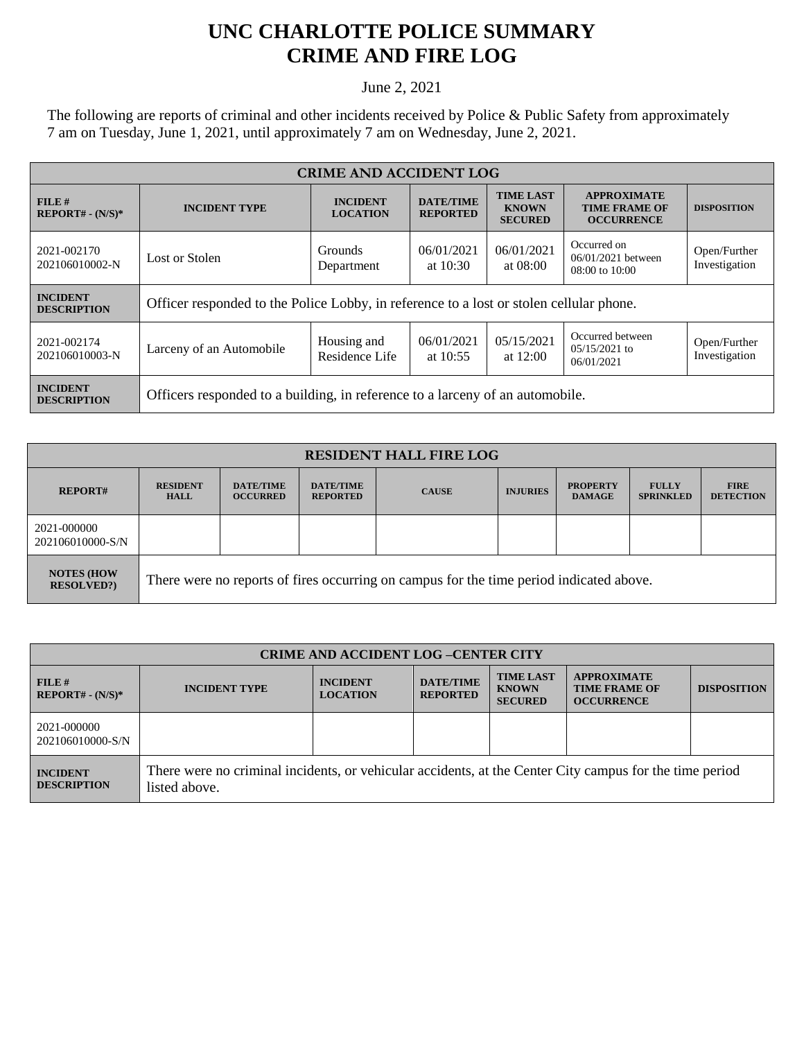# UNC CHARLOTTE POLICE SUMMARY
# CRIME AND FIRE LOG

June 2, 2021

The following are reports of criminal and other incidents received by Police & Public Safety from approximately 7 am on Tuesday, June 1, 2021, until approximately 7 am on Wednesday, June 2, 2021.

| CRIME AND ACCIDENT LOG | | | | | | |
|---|---|---|---|---|---|---|
| **FILE # REPORT# - (N/S)*** | **INCIDENT TYPE** | **INCIDENT LOCATION** | **DATE/TIME REPORTED** | **TIME LAST KNOWN SECURED** | **APPROXIMATE TIME FRAME OF OCCURRENCE** | **DISPOSITION** |
| 2021-002170 202106010002-N | Lost or Stolen | Grounds Department | 06/01/2021 at 10:30 | 06/01/2021 at 08:00 | Occurred on 06/01/2021 between 08:00 to 10:00 | Open/Further Investigation |
| **INCIDENT DESCRIPTION** | Officer responded to the Police Lobby, in reference to a lost or stolen cellular phone. | | | | | |
| 2021-002174 202106010003-N | Larceny of an Automobile | Housing and Residence Life | 06/01/2021 at 10:55 | 05/15/2021 at 12:00 | Occurred between 05/15/2021 to 06/01/2021 | Open/Further Investigation |
| **INCIDENT DESCRIPTION** | Officers responded to a building, in reference to a larceny of an automobile. | | | | | |

| RESIDENT HALL FIRE LOG | | | | | | | | |
|---|---|---|---|---|---|---|---|---|
| **REPORT#** | **RESIDENT HALL** | **DATE/TIME OCCURRED** | **DATE/TIME REPORTED** | **CAUSE** | **INJURIES** | **PROPERTY DAMAGE** | **FULLY SPRINKLED** | **FIRE DETECTION** |
| 2021-000000 202106010000-S/N | | | | | | | | |
| **NOTES (HOW RESOLVED?)** | There were no reports of fires occurring on campus for the time period indicated above. | | | | | | | |

| CRIME AND ACCIDENT LOG –CENTER CITY | | | | | | |
|---|---|---|---|---|---|---|
| **FILE # REPORT# - (N/S)*** | **INCIDENT TYPE** | **INCIDENT LOCATION** | **DATE/TIME REPORTED** | **TIME LAST KNOWN SECURED** | **APPROXIMATE TIME FRAME OF OCCURRENCE** | **DISPOSITION** |
| 2021-000000 202106010000-S/N | | | | | | |
| **INCIDENT DESCRIPTION** | There were no criminal incidents, or vehicular accidents, at the Center City campus for the time period listed above. | | | | | |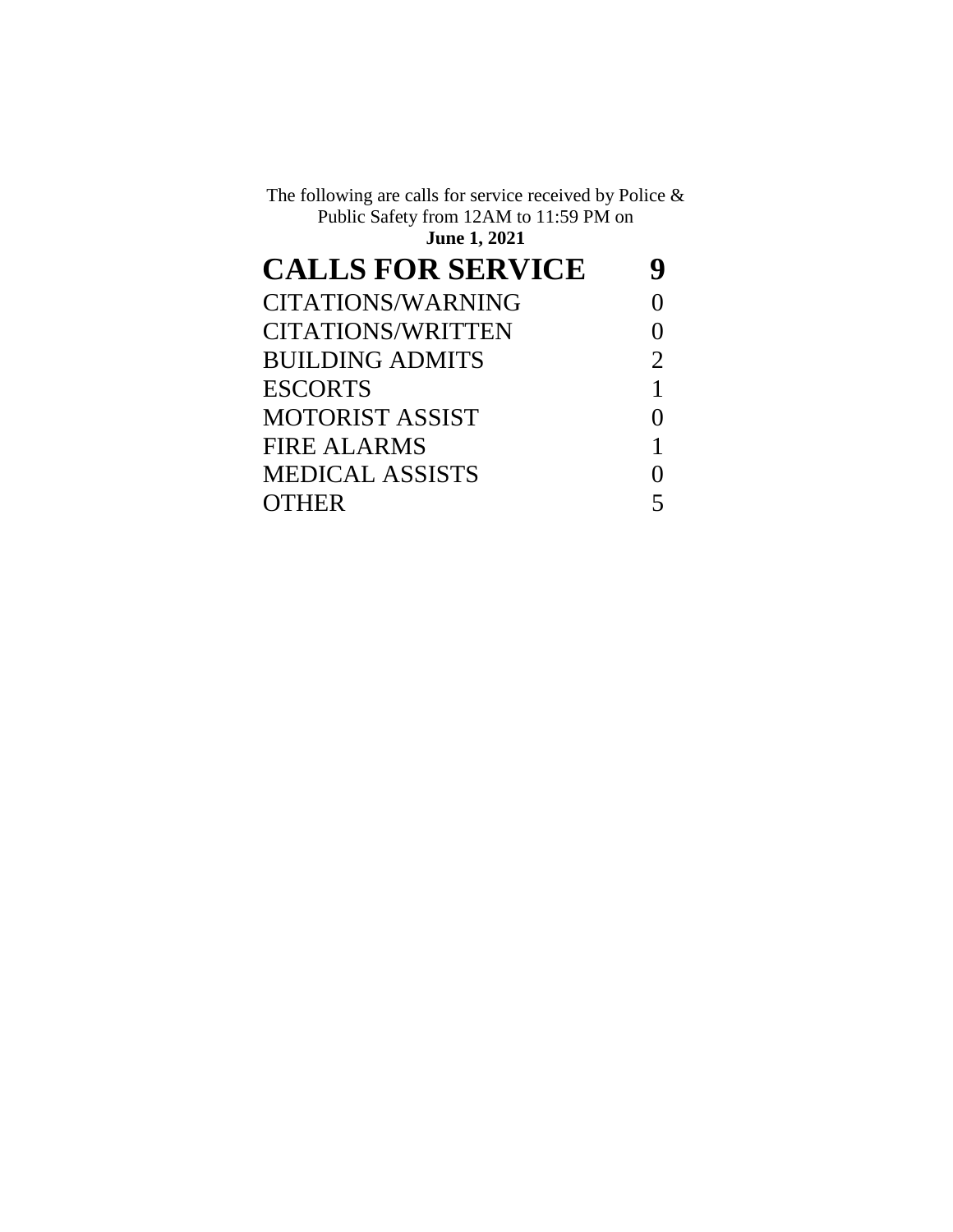The following are calls for service received by Police & Public Safety from 12AM to 11:59 PM on

**June 1, 2021**

| | |
|---|---|
| **CALLS FOR SERVICE** | **9** |
| CITATIONS/WARNING | 0 |
| CITATIONS/WRITTEN | 0 |
| BUILDING ADMITS | 2 |
| ESCORTS | 1 |
| MOTORIST ASSIST | 0 |
| FIRE ALARMS | 1 |
| MEDICAL ASSISTS | 0 |
| OTHER | 5 |